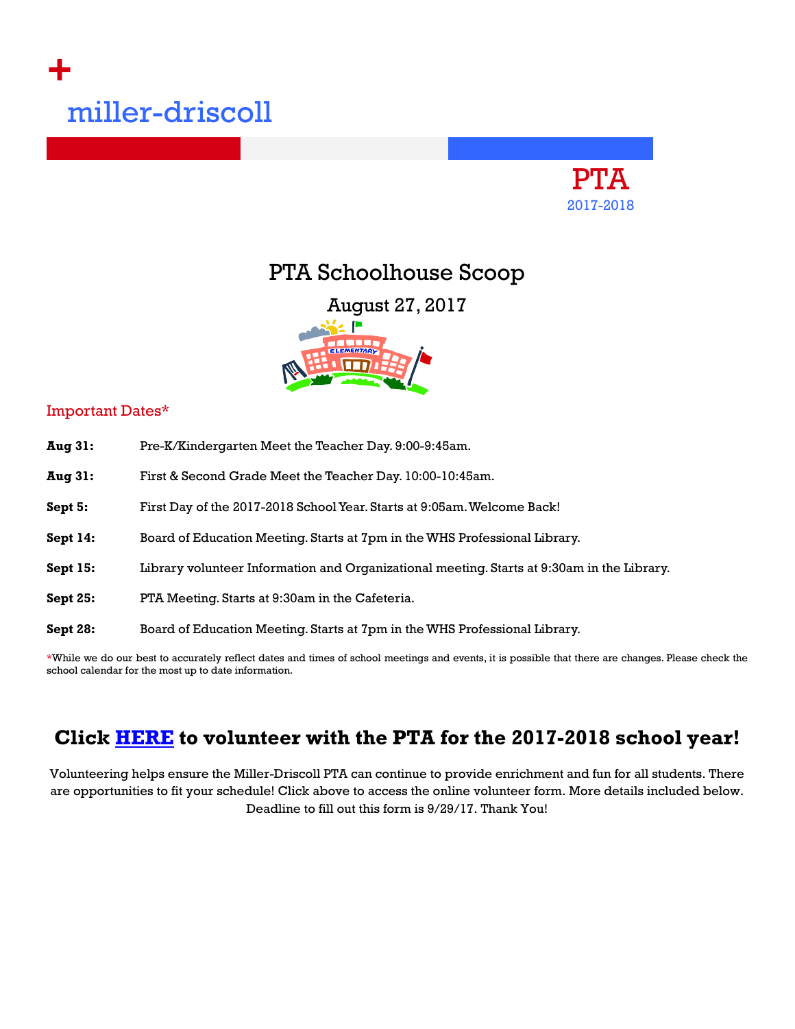miller-driscoll

**PTA**
2017-2018

# PTA Schoolhouse Scoop

## August 27, 2017

### Important Dates*

| | |
|---|---|
| **Aug 31:** | Pre-K/Kindergarten Meet the Teacher Day. 9:00-9:45am. |
| **Aug 31:** | First & Second Grade Meet the Teacher Day. 10:00-10:45am. |
| **Sept 5:** | First Day of the 2017-2018 School Year. Starts at 9:05am. Welcome Back! |
| **Sept 14:** | Board of Education Meeting. Starts at 7pm in the WHS Professional Library. |
| **Sept 15:** | Library volunteer Information and Organizational meeting. Starts at 9:30am in the Library. |
| **Sept 25:** | PTA Meeting. Starts at 9:30am in the Cafeteria. |
| **Sept 28:** | Board of Education Meeting. Starts at 7pm in the WHS Professional Library. |

*While we do our best to accurately reflect dates and times of school meetings and events, it is possible that there are changes. Please check the school calendar for the most up to date information.

## Click HERE to volunteer with the PTA for the 2017-2018 school year!

Volunteering helps ensure the Miller-Driscoll PTA can continue to provide enrichment and fun for all students. There are opportunities to fit your schedule! Click above to access the online volunteer form. More details included below. Deadline to fill out this form is 9/29/17. Thank You!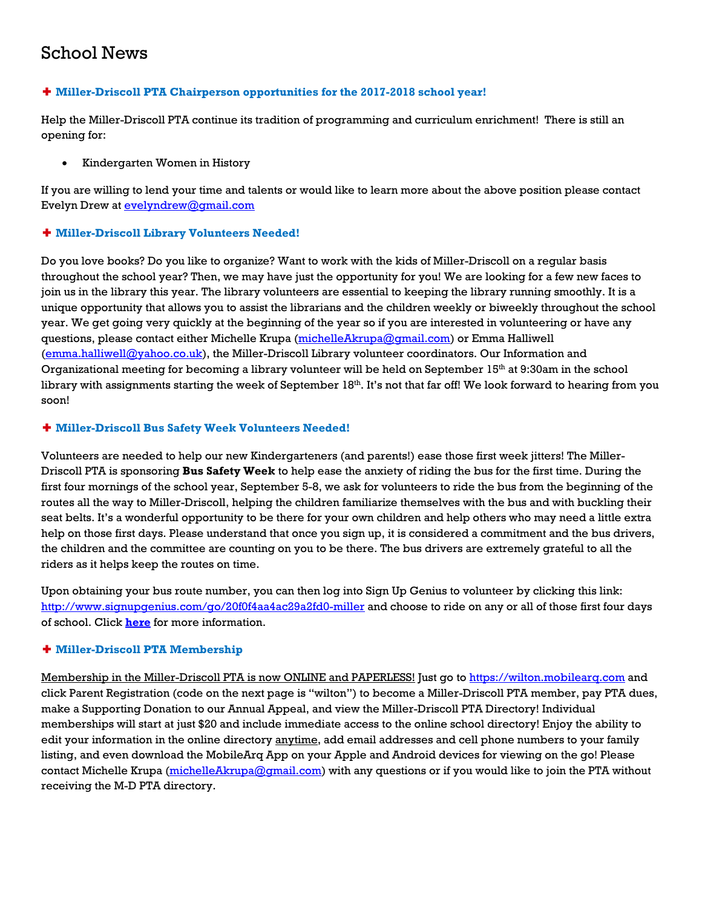# School News

### ✚ Miller-Driscoll PTA Chairperson opportunities for the 2017-2018 school year!

Help the Miller-Driscoll PTA continue its tradition of programming and curriculum enrichment! There is still an opening for:

- Kindergarten Women in History

If you are willing to lend your time and talents or would like to learn more about the above position please contact Evelyn Drew at evelyndrew@gmail.com

### ✚ Miller-Driscoll Library Volunteers Needed!

Do you love books? Do you like to organize? Want to work with the kids of Miller-Driscoll on a regular basis throughout the school year? Then, we may have just the opportunity for you! We are looking for a few new faces to join us in the library this year. The library volunteers are essential to keeping the library running smoothly. It is a unique opportunity that allows you to assist the librarians and the children weekly or biweekly throughout the school year. We get going very quickly at the beginning of the year so if you are interested in volunteering or have any questions, please contact either Michelle Krupa (michelleAkrupa@gmail.com) or Emma Halliwell (emma.halliwell@yahoo.co.uk), the Miller-Driscoll Library volunteer coordinators. Our Information and Organizational meeting for becoming a library volunteer will be held on September 15th at 9:30am in the school library with assignments starting the week of September 18th. It's not that far off! We look forward to hearing from you soon!

### ✚ Miller-Driscoll Bus Safety Week Volunteers Needed!

Volunteers are needed to help our new Kindergarteners (and parents!) ease those first week jitters! The Miller-Driscoll PTA is sponsoring **Bus Safety Week** to help ease the anxiety of riding the bus for the first time. During the first four mornings of the school year, September 5-8, we ask for volunteers to ride the bus from the beginning of the routes all the way to Miller-Driscoll, helping the children familiarize themselves with the bus and with buckling their seat belts. It's a wonderful opportunity to be there for your own children and help others who may need a little extra help on those first days. Please understand that once you sign up, it is considered a commitment and the bus drivers, the children and the committee are counting on you to be there. The bus drivers are extremely grateful to all the riders as it helps keep the routes on time.

Upon obtaining your bus route number, you can then log into Sign Up Genius to volunteer by clicking this link: http://www.signupgenius.com/go/20f0f4aa4ac29a2fd0-miller and choose to ride on any or all of those first four days of school. Click **here** for more information.

### ✚ Miller-Driscoll PTA Membership

Membership in the Miller-Driscoll PTA is now ONLINE and PAPERLESS! Just go to https://wilton.mobilearq.com and click Parent Registration (code on the next page is "wilton") to become a Miller-Driscoll PTA member, pay PTA dues, make a Supporting Donation to our Annual Appeal, and view the Miller-Driscoll PTA Directory! Individual memberships will start at just $20 and include immediate access to the online school directory! Enjoy the ability to edit your information in the online directory anytime, add email addresses and cell phone numbers to your family listing, and even download the MobileArq App on your Apple and Android devices for viewing on the go! Please contact Michelle Krupa (michelleAkrupa@gmail.com) with any questions or if you would like to join the PTA without receiving the M-D PTA directory.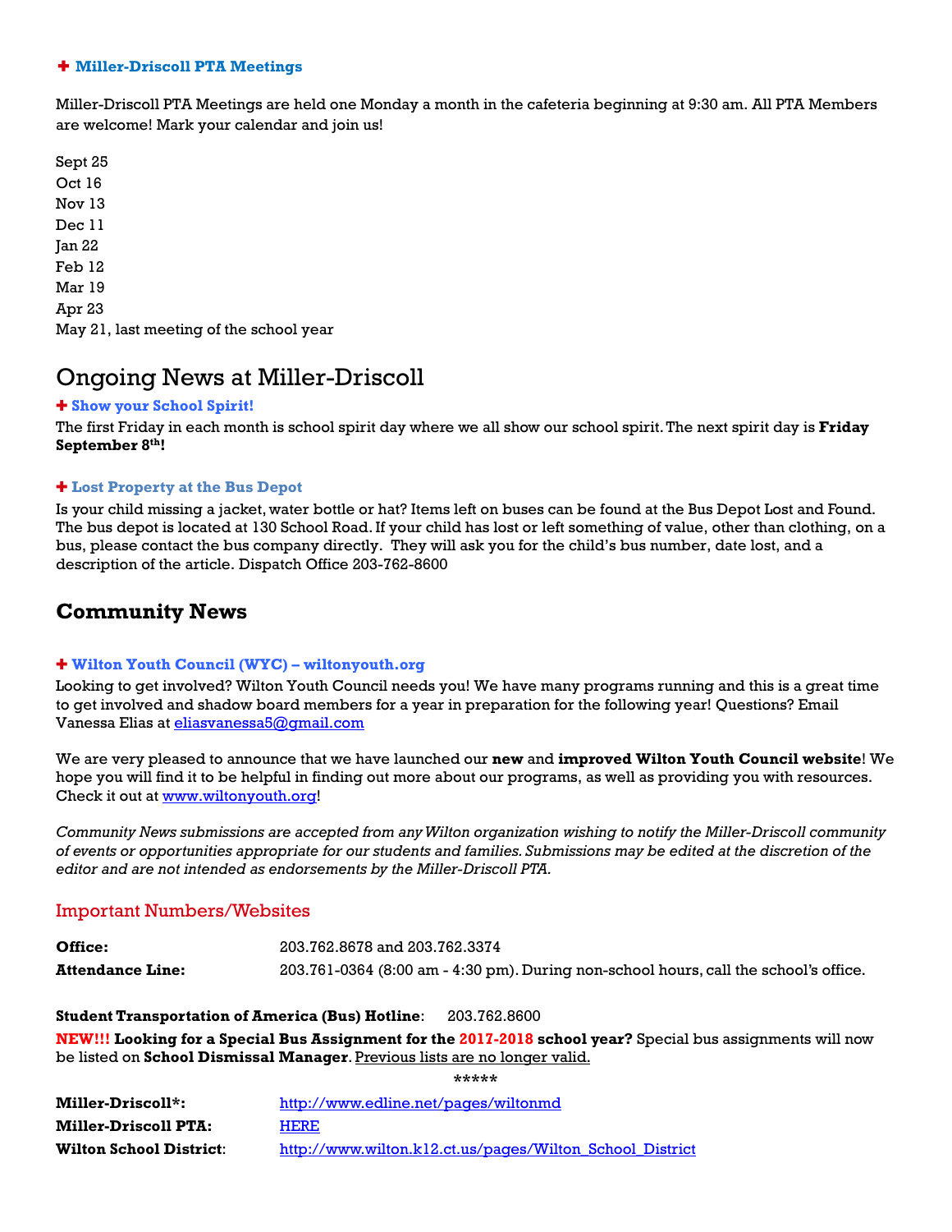### ✚ Miller-Driscoll PTA Meetings

Miller-Driscoll PTA Meetings are held one Monday a month in the cafeteria beginning at 9:30 am. All PTA Members are welcome! Mark your calendar and join us!

Sept 25
Oct 16
Nov 13
Dec 11
Jan 22
Feb 12
Mar 19
Apr 23
May 21, last meeting of the school year

# Ongoing News at Miller-Driscoll

### ✚ Show your School Spirit!

The first Friday in each month is school spirit day where we all show our school spirit. The next spirit day is **Friday September 8th!**

### ✚ Lost Property at the Bus Depot

Is your child missing a jacket, water bottle or hat? Items left on buses can be found at the Bus Depot Lost and Found. The bus depot is located at 130 School Road. If your child has lost or left something of value, other than clothing, on a bus, please contact the bus company directly. They will ask you for the child's bus number, date lost, and a description of the article. Dispatch Office 203-762-8600

## Community News

### ✚ Wilton Youth Council (WYC) – wiltonyouth.org

Looking to get involved? Wilton Youth Council needs you! We have many programs running and this is a great time to get involved and shadow board members for a year in preparation for the following year! Questions? Email Vanessa Elias at eliasvanessa5@gmail.com

We are very pleased to announce that we have launched our **new** and **improved Wilton Youth Council website**! We hope you will find it to be helpful in finding out more about our programs, as well as providing you with resources. Check it out at www.wiltonyouth.org!

*Community News submissions are accepted from any Wilton organization wishing to notify the Miller-Driscoll community of events or opportunities appropriate for our students and families. Submissions may be edited at the discretion of the editor and are not intended as endorsements by the Miller-Driscoll PTA.*

## Important Numbers/Websites

**Office:** 203.762.8678 and 203.762.3374

**Attendance Line:** 203.761-0364 (8:00 am - 4:30 pm). During non-school hours, call the school's office.

**Student Transportation of America (Bus) Hotline**: 203.762.8600

**NEW!!! Looking for a Special Bus Assignment for the 2017-2018 school year?** Special bus assignments will now be listed on **School Dismissal Manager**. Previous lists are no longer valid.

*****

**Miller-Driscoll*:** http://www.edline.net/pages/wiltonmd

**Miller-Driscoll PTA:** HERE

**Wilton School District**: http://www.wilton.k12.ct.us/pages/Wilton_School_District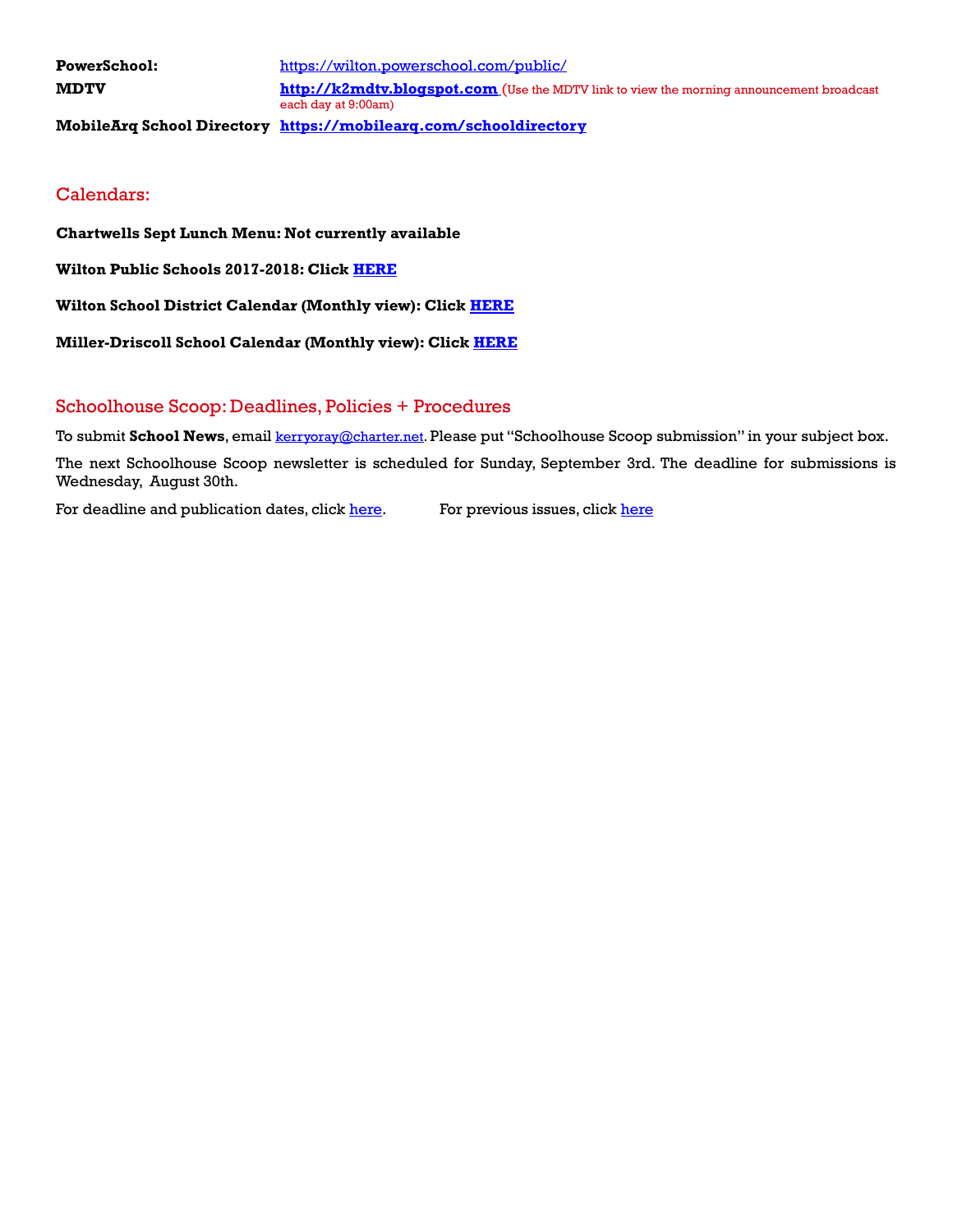| | |
|---|---|
| **PowerSchool:** | https://wilton.powerschool.com/public/ |
| **MDTV** | **http://k2mdtv.blogspot.com** (Use the MDTV link to view the morning announcement broadcast each day at 9:00am) |
| **MobileArq School Directory** | **https://mobilearq.com/schooldirectory** |

## Calendars:

**Chartwells Sept Lunch Menu: Not currently available**

**Wilton Public Schools 2017-2018: Click HERE**

**Wilton School District Calendar (Monthly view): Click HERE**

**Miller-Driscoll School Calendar (Monthly view): Click HERE**

## Schoolhouse Scoop: Deadlines, Policies + Procedures

To submit **School News**, email kerryoray@charter.net. Please put "Schoolhouse Scoop submission" in your subject box.

The next Schoolhouse Scoop newsletter is scheduled for Sunday, September 3rd. The deadline for submissions is Wednesday, August 30th.

For deadline and publication dates, click here. For previous issues, click here